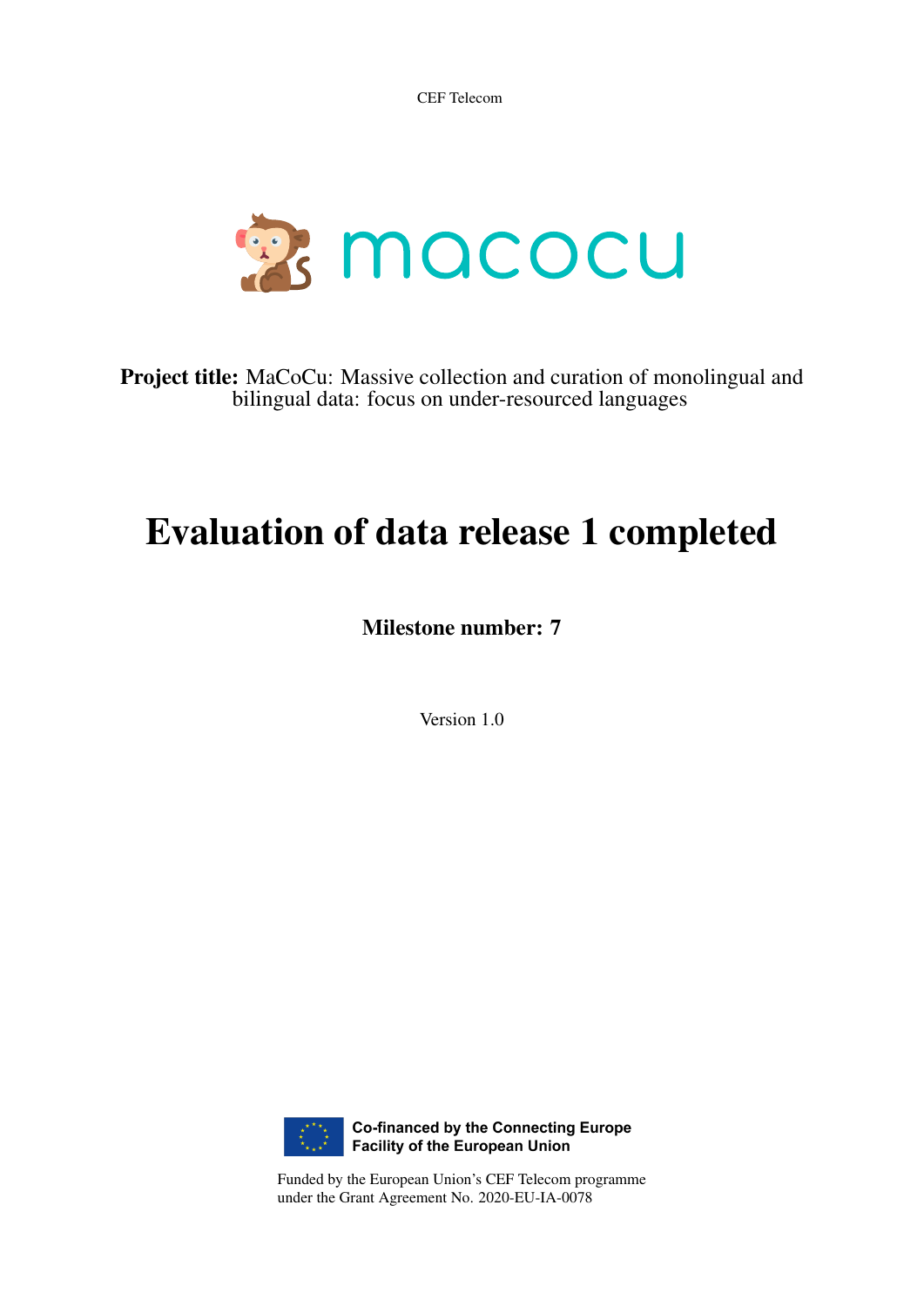CEF Telecom

macocu

**Project title:** MaCoCu: Massive collection and curation of monolingual and bilingual data: focus on under-resourced languages

# Evaluation of data release 1 completed

**Milestone number: 7**

Version 1.0

**Co-financed by the Connecting Europe Facility of the European Union**

Funded by the European Union's CEF Telecom programme under the Grant Agreement No. 2020-EU-IA-0078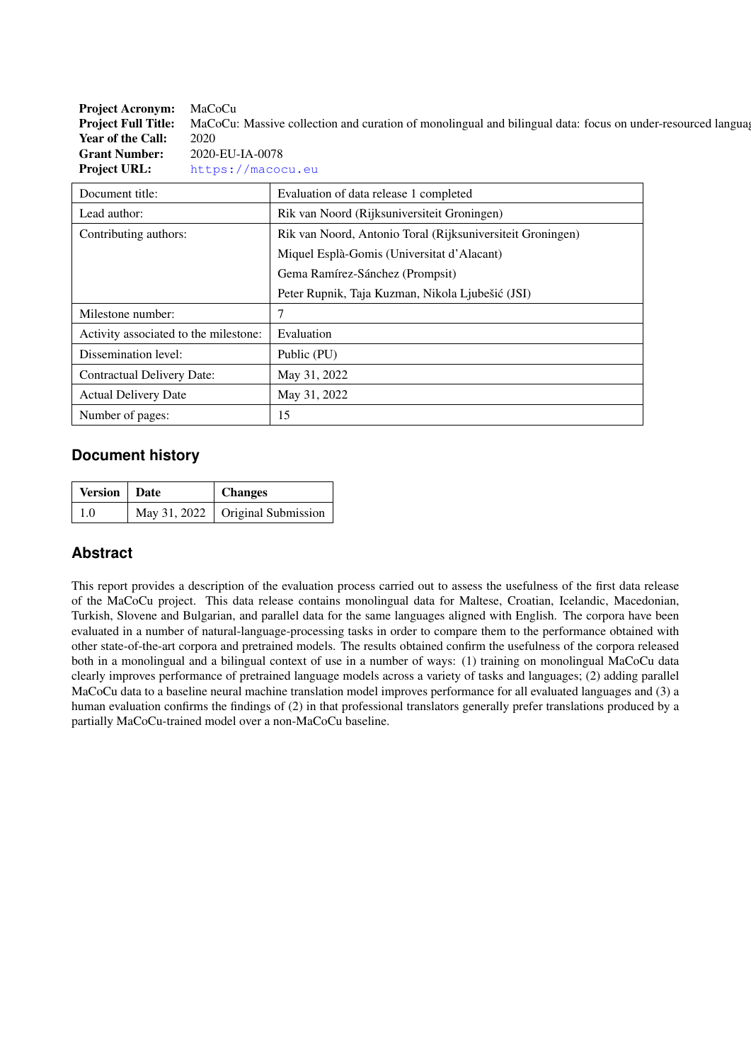**Project Acronym:** MaCoCu
**Project Full Title:** MaCoCu: Massive collection and curation of monolingual and bilingual data: focus on under-resourced languag
**Year of the Call:** 2020
**Grant Number:** 2020-EU-IA-0078
**Project URL:** https://macocu.eu

| Document title: | Evaluation of data release 1 completed |
|---|---|
| Lead author: | Rik van Noord (Rijksuniversiteit Groningen) |
| Contributing authors: | Rik van Noord, Antonio Toral (Rijksuniversiteit Groningen) |
| | Miquel Esplà-Gomis (Universitat d'Alacant) |
| | Gema Ramírez-Sánchez (Prompsit) |
| | Peter Rupnik, Taja Kuzman, Nikola Ljubešić (JSI) |
| Milestone number: | 7 |
| Activity associated to the milestone: | Evaluation |
| Dissemination level: | Public (PU) |
| Contractual Delivery Date: | May 31, 2022 |
| Actual Delivery Date | May 31, 2022 |
| Number of pages: | 15 |

## Document history

| Version | Date | Changes |
|---|---|---|
| 1.0 | May 31, 2022 | Original Submission |

## Abstract

This report provides a description of the evaluation process carried out to assess the usefulness of the first data release of the MaCoCu project. This data release contains monolingual data for Maltese, Croatian, Icelandic, Macedonian, Turkish, Slovene and Bulgarian, and parallel data for the same languages aligned with English. The corpora have been evaluated in a number of natural-language-processing tasks in order to compare them to the performance obtained with other state-of-the-art corpora and pretrained models. The results obtained confirm the usefulness of the corpora released both in a monolingual and a bilingual context of use in a number of ways: (1) training on monolingual MaCoCu data clearly improves performance of pretrained language models across a variety of tasks and languages; (2) adding parallel MaCoCu data to a baseline neural machine translation model improves performance for all evaluated languages and (3) a human evaluation confirms the findings of (2) in that professional translators generally prefer translations produced by a partially MaCoCu-trained model over a non-MaCoCu baseline.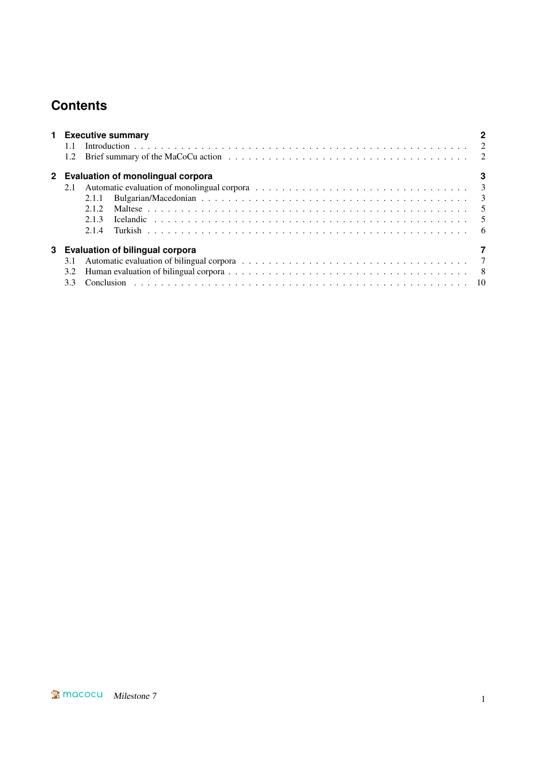# Contents

**1 Executive summary** — 2
- 1.1 Introduction — 2
- 1.2 Brief summary of the MaCoCu action — 2

**2 Evaluation of monolingual corpora** — 3
- 2.1 Automatic evaluation of monolingual corpora — 3
  - 2.1.1 Bulgarian/Macedonian — 3
  - 2.1.2 Maltese — 5
  - 2.1.3 Icelandic — 5
  - 2.1.4 Turkish — 6

**3 Evaluation of bilingual corpora** — 7
- 3.1 Automatic evaluation of bilingual corpora — 7
- 3.2 Human evaluation of bilingual corpora — 8
- 3.3 Conclusion — 10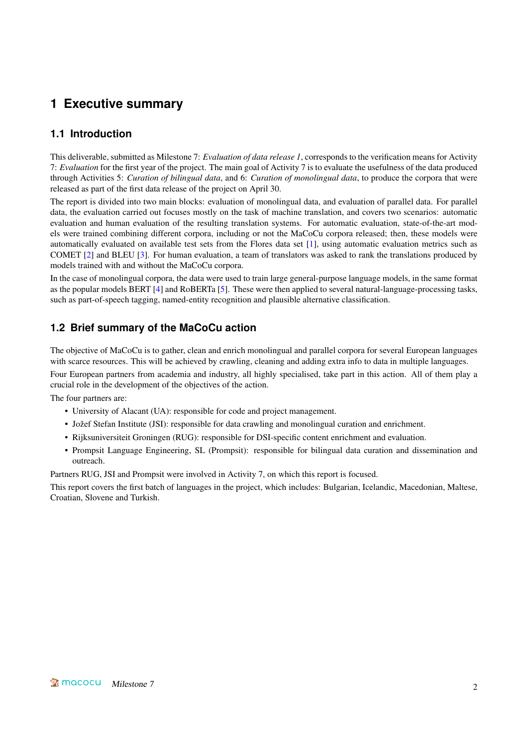# 1 Executive summary

## 1.1 Introduction

This deliverable, submitted as Milestone 7: *Evaluation of data release 1*, corresponds to the verification means for Activity 7: *Evaluation* for the first year of the project. The main goal of Activity 7 is to evaluate the usefulness of the data produced through Activities 5: *Curation of bilingual data*, and 6: *Curation of monolingual data*, to produce the corpora that were released as part of the first data release of the project on April 30.

The report is divided into two main blocks: evaluation of monolingual data, and evaluation of parallel data. For parallel data, the evaluation carried out focuses mostly on the task of machine translation, and covers two scenarios: automatic evaluation and human evaluation of the resulting translation systems. For automatic evaluation, state-of-the-art models were trained combining different corpora, including or not the MaCoCu corpora released; then, these models were automatically evaluated on available test sets from the Flores data set [1], using automatic evaluation metrics such as COMET [2] and BLEU [3]. For human evaluation, a team of translators was asked to rank the translations produced by models trained with and without the MaCoCu corpora.

In the case of monolingual corpora, the data were used to train large general-purpose language models, in the same format as the popular models BERT [4] and RoBERTa [5]. These were then applied to several natural-language-processing tasks, such as part-of-speech tagging, named-entity recognition and plausible alternative classification.

## 1.2 Brief summary of the MaCoCu action

The objective of MaCoCu is to gather, clean and enrich monolingual and parallel corpora for several European languages with scarce resources. This will be achieved by crawling, cleaning and adding extra info to data in multiple languages.

Four European partners from academia and industry, all highly specialised, take part in this action. All of them play a crucial role in the development of the objectives of the action.

The four partners are:

- University of Alacant (UA): responsible for code and project management.
- Jožef Stefan Institute (JSI): responsible for data crawling and monolingual curation and enrichment.
- Rijksuniversiteit Groningen (RUG): responsible for DSI-specific content enrichment and evaluation.
- Prompsit Language Engineering, SL (Prompsit): responsible for bilingual data curation and dissemination and outreach.

Partners RUG, JSI and Prompsit were involved in Activity 7, on which this report is focused.

This report covers the first batch of languages in the project, which includes: Bulgarian, Icelandic, Macedonian, Maltese, Croatian, Slovene and Turkish.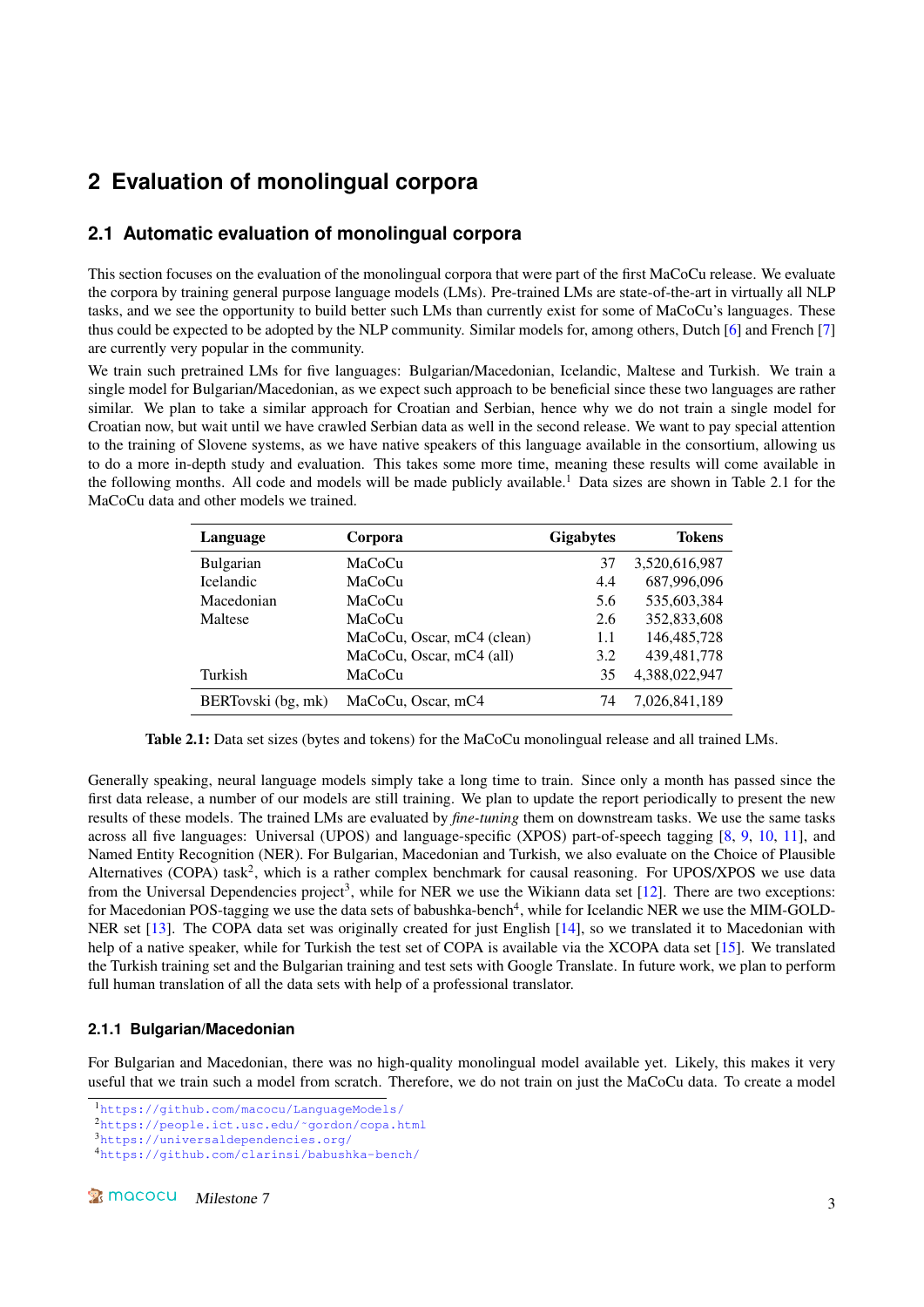# 2 Evaluation of monolingual corpora

## 2.1 Automatic evaluation of monolingual corpora

This section focuses on the evaluation of the monolingual corpora that were part of the first MaCoCu release. We evaluate the corpora by training general purpose language models (LMs). Pre-trained LMs are state-of-the-art in virtually all NLP tasks, and we see the opportunity to build better such LMs than currently exist for some of MaCoCu's languages. These thus could be expected to be adopted by the NLP community. Similar models for, among others, Dutch [6] and French [7] are currently very popular in the community.

We train such pretrained LMs for five languages: Bulgarian/Macedonian, Icelandic, Maltese and Turkish. We train a single model for Bulgarian/Macedonian, as we expect such approach to be beneficial since these two languages are rather similar. We plan to take a similar approach for Croatian and Serbian, hence why we do not train a single model for Croatian now, but wait until we have crawled Serbian data as well in the second release. We want to pay special attention to the training of Slovene systems, as we have native speakers of this language available in the consortium, allowing us to do a more in-depth study and evaluation. This takes some more time, meaning these results will come available in the following months. All code and models will be made publicly available.[1] Data sizes are shown in Table 2.1 for the MaCoCu data and other models we trained.

| Language | Corpora | Gigabytes | Tokens |
|---|---|---|---|
| Bulgarian | MaCoCu | 37 | 3,520,616,987 |
| Icelandic | MaCoCu | 4.4 | 687,996,096 |
| Macedonian | MaCoCu | 5.6 | 535,603,384 |
| Maltese | MaCoCu | 2.6 | 352,833,608 |
| | MaCoCu, Oscar, mC4 (clean) | 1.1 | 146,485,728 |
| | MaCoCu, Oscar, mC4 (all) | 3.2 | 439,481,778 |
| Turkish | MaCoCu | 35 | 4,388,022,947 |
| BERTovski (bg, mk) | MaCoCu, Oscar, mC4 | 74 | 7,026,841,189 |

**Table 2.1:** Data set sizes (bytes and tokens) for the MaCoCu monolingual release and all trained LMs.

Generally speaking, neural language models simply take a long time to train. Since only a month has passed since the first data release, a number of our models are still training. We plan to update the report periodically to present the new results of these models. The trained LMs are evaluated by *fine-tuning* them on downstream tasks. We use the same tasks across all five languages: Universal (UPOS) and language-specific (XPOS) part-of-speech tagging [8, 9, 10, 11], and Named Entity Recognition (NER). For Bulgarian, Macedonian and Turkish, we also evaluate on the Choice of Plausible Alternatives (COPA) task[2], which is a rather complex benchmark for causal reasoning. For UPOS/XPOS we use data from the Universal Dependencies project[3], while for NER we use the Wikiann data set [12]. There are two exceptions: for Macedonian POS-tagging we use the data sets of babushka-bench[4], while for Icelandic NER we use the MIM-GOLD-NER set [13]. The COPA data set was originally created for just English [14], so we translated it to Macedonian with help of a native speaker, while for Turkish the test set of COPA is available via the XCOPA data set [15]. We translated the Turkish training set and the Bulgarian training and test sets with Google Translate. In future work, we plan to perform full human translation of all the data sets with help of a professional translator.

### 2.1.1 Bulgarian/Macedonian

For Bulgarian and Macedonian, there was no high-quality monolingual model available yet. Likely, this makes it very useful that we train such a model from scratch. Therefore, we do not train on just the MaCoCu data. To create a model

[1] https://github.com/macocu/LanguageModels/

[2] https://people.ict.usc.edu/~gordon/copa.html

[3] https://universaldependencies.org/

[4] https://github.com/clarinsi/babushka-bench/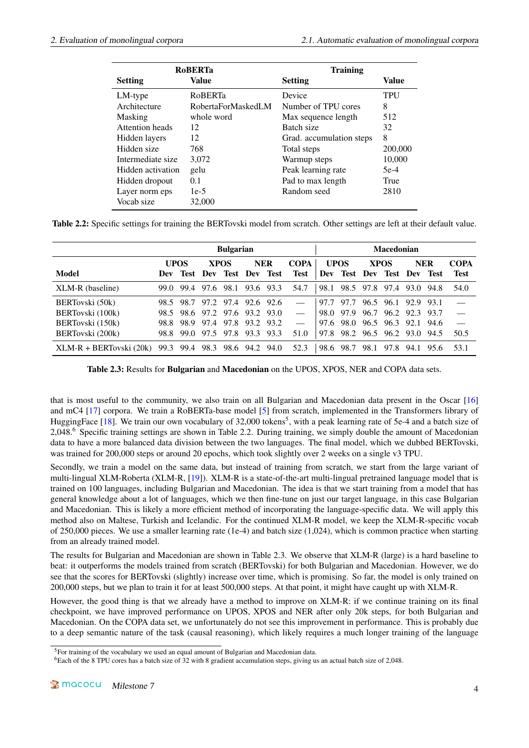| RoBERTa | | Training | |
|---|---|---|---|
| **Setting** | **Value** | **Setting** | **Value** |
| LM-type | RoBERTa | Device | TPU |
| Architecture | RobertaForMaskedLM | Number of TPU cores | 8 |
| Masking | whole word | Max sequence length | 512 |
| Attention heads | 12 | Batch size | 32 |
| Hidden layers | 12 | Grad. accumulation steps | 8 |
| Hidden size | 768 | Total steps | 200,000 |
| Intermediate size | 3,072 | Warmup steps | 10,000 |
| Hidden activation | gelu | Peak learning rate | 5e-4 |
| Hidden dropout | 0.1 | Pad to max length | True |
| Layer norm eps | 1e-5 | Random seed | 2810 |
| Vocab size | 32,000 | | |

**Table 2.2:** Specific settings for training the BERTovski model from scratch. Other settings are left at their default value.

| | Bulgarian | | | | | | | Macedonian | | | | | | |
|---|---|---|---|---|---|---|---|---|---|---|---|---|---|---|
| | UPOS | | XPOS | | NER | | COPA | UPOS | | XPOS | | NER | | COPA |
| **Model** | Dev | Test | Dev | Test | Dev | Test | Test | Dev | Test | Dev | Test | Dev | Test | Test |
| XLM-R (baseline) | 99.0 | 99.4 | 97.6 | 98.1 | 93.6 | 93.3 | 54.7 | 98.1 | 98.5 | 97.8 | 97.4 | 93.0 | 94.8 | 54.0 |
| BERTovski (50k) | 98.5 | 98.7 | 97.2 | 97.4 | 92.6 | 92.6 | — | 97.7 | 97.7 | 96.5 | 96.1 | 92.9 | 93.1 | — |
| BERTovski (100k) | 98.5 | 98.6 | 97.2 | 97.6 | 93.2 | 93.0 | — | 98.0 | 97.9 | 96.7 | 96.2 | 92.3 | 93.7 | — |
| BERTovski (150k) | 98.8 | 98.9 | 97.4 | 97.8 | 93.2 | 93.2 | — | 97.6 | 98.0 | 96.5 | 96.3 | 92.1 | 94.6 | — |
| BERTovski (200k) | 98.8 | 99.0 | 97.5 | 97.8 | 93.3 | 93.3 | 51.0 | 97.8 | 98.2 | 96.5 | 96.2 | 93.0 | 94.5 | 50.5 |
| XLM-R + BERTovski (20k) | 99.3 | 99.4 | 98.3 | 98.6 | 94.2 | 94.0 | 52.3 | 98.6 | 98.7 | 98.1 | 97.8 | 94.1 | 95.6 | 53.1 |

**Table 2.3:** Results for **Bulgarian** and **Macedonian** on the UPOS, XPOS, NER and COPA data sets.

that is most useful to the community, we also train on all Bulgarian and Macedonian data present in the Oscar [16] and mC4 [17] corpora. We train a RoBERTa-base model [5] from scratch, implemented in the Transformers library of HuggingFace [18]. We train our own vocabulary of 32,000 tokens[5], with a peak learning rate of 5e-4 and a batch size of 2,048.[6] Specific training settings are shown in Table 2.2. During training, we simply double the amount of Macedonian data to have a more balanced data division between the two languages. The final model, which we dubbed BERTovski, was trained for 200,000 steps or around 20 epochs, which took slightly over 2 weeks on a single v3 TPU.

Secondly, we train a model on the same data, but instead of training from scratch, we start from the large variant of multi-lingual XLM-Roberta (XLM-R, [19]). XLM-R is a state-of-the-art multi-lingual pretrained language model that is trained on 100 languages, including Bulgarian and Macedonian. The idea is that we start training from a model that has general knowledge about a lot of languages, which we then fine-tune on just our target language, in this case Bulgarian and Macedonian. This is likely a more efficient method of incorporating the language-specific data. We will apply this method also on Maltese, Turkish and Icelandic. For the continued XLM-R model, we keep the XLM-R-specific vocab of 250,000 pieces. We use a smaller learning rate (1e-4) and batch size (1,024), which is common practice when starting from an already trained model.

The results for Bulgarian and Macedonian are shown in Table 2.3. We observe that XLM-R (large) is a hard baseline to beat: it outperforms the models trained from scratch (BERTovski) for both Bulgarian and Macedonian. However, we do see that the scores for BERTovski (slightly) increase over time, which is promising. So far, the model is only trained on 200,000 steps, but we plan to train it for at least 500,000 steps. At that point, it might have caught up with XLM-R.

However, the good thing is that we already have a method to improve on XLM-R: if we continue training on its final checkpoint, we have improved performance on UPOS, XPOS and NER after only 20k steps, for both Bulgarian and Macedonian. On the COPA data set, we unfortunately do not see this improvement in performance. This is probably due to a deep semantic nature of the task (causal reasoning), which likely requires a much longer training of the language

[5] For training of the vocabulary we used an equal amount of Bulgarian and Macedonian data.

[6] Each of the 8 TPU cores has a batch size of 32 with 8 gradient accumulation steps, giving us an actual batch size of 2,048.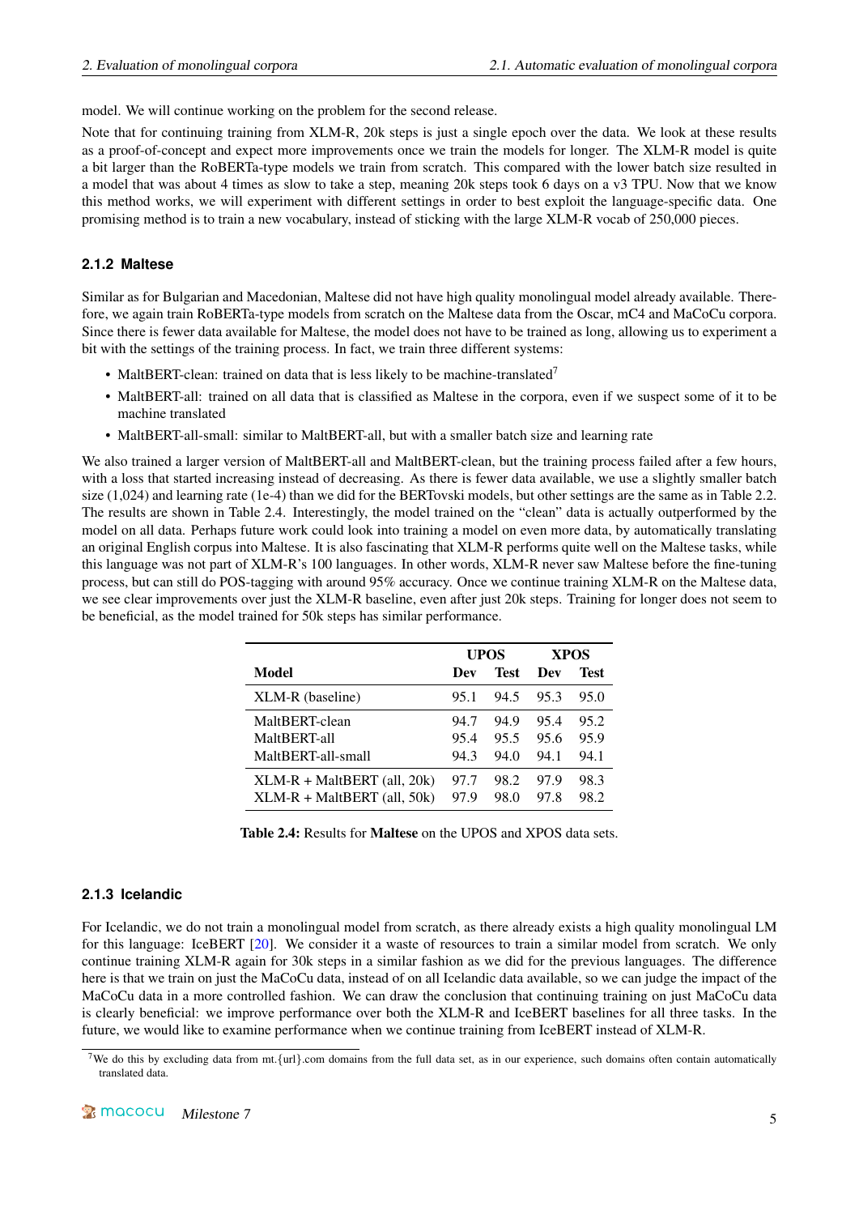model. We will continue working on the problem for the second release.

Note that for continuing training from XLM-R, 20k steps is just a single epoch over the data. We look at these results as a proof-of-concept and expect more improvements once we train the models for longer. The XLM-R model is quite a bit larger than the RoBERTa-type models we train from scratch. This compared with the lower batch size resulted in a model that was about 4 times as slow to take a step, meaning 20k steps took 6 days on a v3 TPU. Now that we know this method works, we will experiment with different settings in order to best exploit the language-specific data. One promising method is to train a new vocabulary, instead of sticking with the large XLM-R vocab of 250,000 pieces.

### 2.1.2 Maltese

Similar as for Bulgarian and Macedonian, Maltese did not have high quality monolingual model already available. Therefore, we again train RoBERTa-type models from scratch on the Maltese data from the Oscar, mC4 and MaCoCu corpora. Since there is fewer data available for Maltese, the model does not have to be trained as long, allowing us to experiment a bit with the settings of the training process. In fact, we train three different systems:

- MaltBERT-clean: trained on data that is less likely to be machine-translated[7]
- MaltBERT-all: trained on all data that is classified as Maltese in the corpora, even if we suspect some of it to be machine translated
- MaltBERT-all-small: similar to MaltBERT-all, but with a smaller batch size and learning rate

We also trained a larger version of MaltBERT-all and MaltBERT-clean, but the training process failed after a few hours, with a loss that started increasing instead of decreasing. As there is fewer data available, we use a slightly smaller batch size (1,024) and learning rate (1e-4) than we did for the BERTovski models, but other settings are the same as in Table 2.2. The results are shown in Table 2.4. Interestingly, the model trained on the "clean" data is actually outperformed by the model on all data. Perhaps future work could look into training a model on even more data, by automatically translating an original English corpus into Maltese. It is also fascinating that XLM-R performs quite well on the Maltese tasks, while this language was not part of XLM-R's 100 languages. In other words, XLM-R never saw Maltese before the fine-tuning process, but can still do POS-tagging with around 95% accuracy. Once we continue training XLM-R on the Maltese data, we see clear improvements over just the XLM-R baseline, even after just 20k steps. Training for longer does not seem to be beneficial, as the model trained for 50k steps has similar performance.

| | UPOS | | XPOS | |
|---|---|---|---|---|
| **Model** | **Dev** | **Test** | **Dev** | **Test** |
| XLM-R (baseline) | 95.1 | 94.5 | 95.3 | 95.0 |
| MaltBERT-clean | 94.7 | 94.9 | 95.4 | 95.2 |
| MaltBERT-all | 95.4 | 95.5 | 95.6 | 95.9 |
| MaltBERT-all-small | 94.3 | 94.0 | 94.1 | 94.1 |
| XLM-R + MaltBERT (all, 20k) | 97.7 | 98.2 | 97.9 | 98.3 |
| XLM-R + MaltBERT (all, 50k) | 97.9 | 98.0 | 97.8 | 98.2 |

**Table 2.4:** Results for **Maltese** on the UPOS and XPOS data sets.

### 2.1.3 Icelandic

For Icelandic, we do not train a monolingual model from scratch, as there already exists a high quality monolingual LM for this language: IceBERT [20]. We consider it a waste of resources to train a similar model from scratch. We only continue training XLM-R again for 30k steps in a similar fashion as we did for the previous languages. The difference here is that we train on just the MaCoCu data, instead of on all Icelandic data available, so we can judge the impact of the MaCoCu data in a more controlled fashion. We can draw the conclusion that continuing training on just MaCoCu data is clearly beneficial: we improve performance over both the XLM-R and IceBERT baselines for all three tasks. In the future, we would like to examine performance when we continue training from IceBERT instead of XLM-R.

[7] We do this by excluding data from mt.{url}.com domains from the full data set, as in our experience, such domains often contain automatically translated data.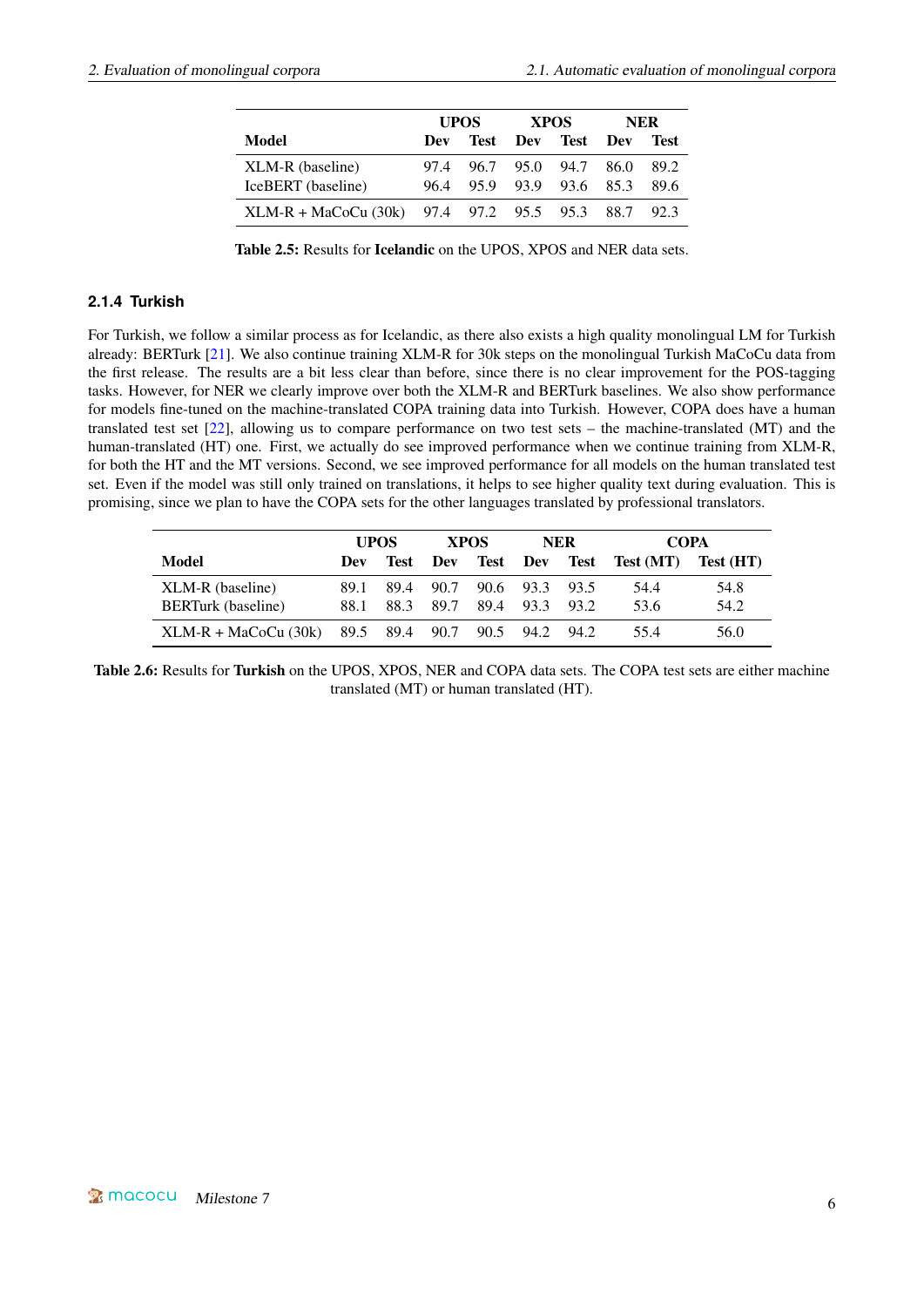| Model | UPOS | | XPOS | | NER | |
|---|---|---|---|---|---|---|
| | Dev | Test | Dev | Test | Dev | Test |
| XLM-R (baseline) | 97.4 | 96.7 | 95.0 | 94.7 | 86.0 | 89.2 |
| IceBERT (baseline) | 96.4 | 95.9 | 93.9 | 93.6 | 85.3 | 89.6 |
| XLM-R + MaCoCu (30k) | 97.4 | 97.2 | 95.5 | 95.3 | 88.7 | 92.3 |

**Table 2.5:** Results for **Icelandic** on the UPOS, XPOS and NER data sets.

### 2.1.4 Turkish

For Turkish, we follow a similar process as for Icelandic, as there also exists a high quality monolingual LM for Turkish already: BERTurk [21]. We also continue training XLM-R for 30k steps on the monolingual Turkish MaCoCu data from the first release. The results are a bit less clear than before, since there is no clear improvement for the POS-tagging tasks. However, for NER we clearly improve over both the XLM-R and BERTurk baselines. We also show performance for models fine-tuned on the machine-translated COPA training data into Turkish. However, COPA does have a human translated test set [22], allowing us to compare performance on two test sets – the machine-translated (MT) and the human-translated (HT) one. First, we actually do see improved performance when we continue training from XLM-R, for both the HT and the MT versions. Second, we see improved performance for all models on the human translated test set. Even if the model was still only trained on translations, it helps to see higher quality text during evaluation. This is promising, since we plan to have the COPA sets for the other languages translated by professional translators.

| Model | UPOS | | XPOS | | NER | | COPA | |
|---|---|---|---|---|---|---|---|---|
| | Dev | Test | Dev | Test | Dev | Test | Test (MT) | Test (HT) |
| XLM-R (baseline) | 89.1 | 89.4 | 90.7 | 90.6 | 93.3 | 93.5 | 54.4 | 54.8 |
| BERTurk (baseline) | 88.1 | 88.3 | 89.7 | 89.4 | 93.3 | 93.2 | 53.6 | 54.2 |
| XLM-R + MaCoCu (30k) | 89.5 | 89.4 | 90.7 | 90.5 | 94.2 | 94.2 | 55.4 | 56.0 |

**Table 2.6:** Results for **Turkish** on the UPOS, XPOS, NER and COPA data sets. The COPA test sets are either machine translated (MT) or human translated (HT).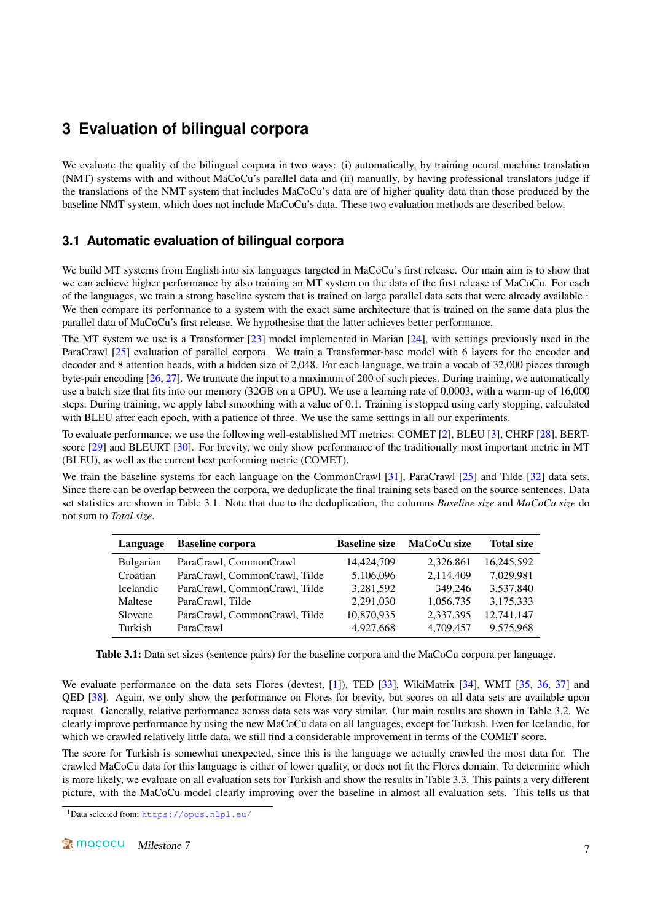# 3 Evaluation of bilingual corpora

We evaluate the quality of the bilingual corpora in two ways: (i) automatically, by training neural machine translation (NMT) systems with and without MaCoCu's parallel data and (ii) manually, by having professional translators judge if the translations of the NMT system that includes MaCoCu's data are of higher quality data than those produced by the baseline NMT system, which does not include MaCoCu's data. These two evaluation methods are described below.

## 3.1 Automatic evaluation of bilingual corpora

We build MT systems from English into six languages targeted in MaCoCu's first release. Our main aim is to show that we can achieve higher performance by also training an MT system on the data of the first release of MaCoCu. For each of the languages, we train a strong baseline system that is trained on large parallel data sets that were already available.[1] We then compare its performance to a system with the exact same architecture that is trained on the same data plus the parallel data of MaCoCu's first release. We hypothesise that the latter achieves better performance.

The MT system we use is a Transformer [23] model implemented in Marian [24], with settings previously used in the ParaCrawl [25] evaluation of parallel corpora. We train a Transformer-base model with 6 layers for the encoder and decoder and 8 attention heads, with a hidden size of 2,048. For each language, we train a vocab of 32,000 pieces through byte-pair encoding [26, 27]. We truncate the input to a maximum of 200 of such pieces. During training, we automatically use a batch size that fits into our memory (32GB on a GPU). We use a learning rate of 0.0003, with a warm-up of 16,000 steps. During training, we apply label smoothing with a value of 0.1. Training is stopped using early stopping, calculated with BLEU after each epoch, with a patience of three. We use the same settings in all our experiments.

To evaluate performance, we use the following well-established MT metrics: COMET [2], BLEU [3], CHRF [28], BERT-score [29] and BLEURT [30]. For brevity, we only show performance of the traditionally most important metric in MT (BLEU), as well as the current best performing metric (COMET).

We train the baseline systems for each language on the CommonCrawl [31], ParaCrawl [25] and Tilde [32] data sets. Since there can be overlap between the corpora, we deduplicate the final training sets based on the source sentences. Data set statistics are shown in Table 3.1. Note that due to the deduplication, the columns *Baseline size* and *MaCoCu size* do not sum to *Total size*.

| Language | Baseline corpora | Baseline size | MaCoCu size | Total size |
|---|---|---|---|---|
| Bulgarian | ParaCrawl, CommonCrawl | 14,424,709 | 2,326,861 | 16,245,592 |
| Croatian | ParaCrawl, CommonCrawl, Tilde | 5,106,096 | 2,114,409 | 7,029,981 |
| Icelandic | ParaCrawl, CommonCrawl, Tilde | 3,281,592 | 349,246 | 3,537,840 |
| Maltese | ParaCrawl, Tilde | 2,291,030 | 1,056,735 | 3,175,333 |
| Slovene | ParaCrawl, CommonCrawl, Tilde | 10,870,935 | 2,337,395 | 12,741,147 |
| Turkish | ParaCrawl | 4,927,668 | 4,709,457 | 9,575,968 |

**Table 3.1:** Data set sizes (sentence pairs) for the baseline corpora and the MaCoCu corpora per language.

We evaluate performance on the data sets Flores (devtest, [1]), TED [33], WikiMatrix [34], WMT [35, 36, 37] and QED [38]. Again, we only show the performance on Flores for brevity, but scores on all data sets are available upon request. Generally, relative performance across data sets was very similar. Our main results are shown in Table 3.2. We clearly improve performance by using the new MaCoCu data on all languages, except for Turkish. Even for Icelandic, for which we crawled relatively little data, we still find a considerable improvement in terms of the COMET score.

The score for Turkish is somewhat unexpected, since this is the language we actually crawled the most data for. The crawled MaCoCu data for this language is either of lower quality, or does not fit the Flores domain. To determine which is more likely, we evaluate on all evaluation sets for Turkish and show the results in Table 3.3. This paints a very different picture, with the MaCoCu model clearly improving over the baseline in almost all evaluation sets. This tells us that

[1] Data selected from: https://opus.nlpl.eu/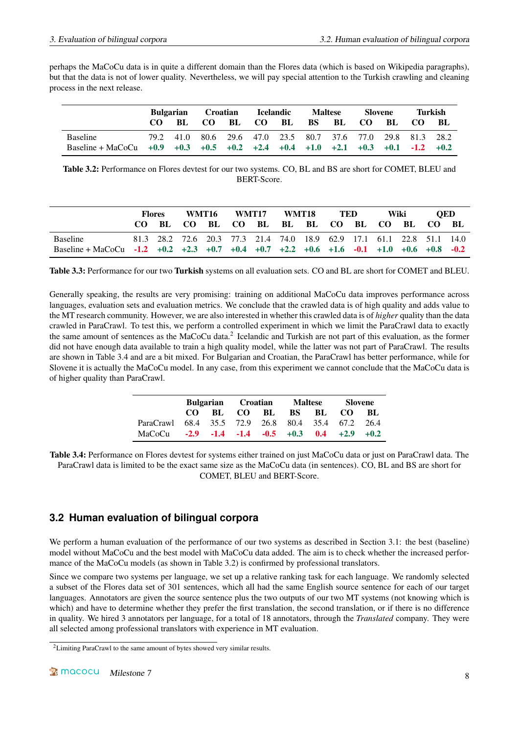perhaps the MaCoCu data is in quite a different domain than the Flores data (which is based on Wikipedia paragraphs), but that the data is not of lower quality. Nevertheless, we will pay special attention to the Turkish crawling and cleaning process in the next release.

| | Bulgarian | | Croatian | | Icelandic | | Maltese | | Slovene | | Turkish | |
|---|---|---|---|---|---|---|---|---|---|---|---|---|
| | **CO** | **BL** | **CO** | **BL** | **CO** | **BL** | **BS** | **BL** | **CO** | **BL** | **CO** | **BL** |
| Baseline | 79.2 | 41.0 | 80.6 | 29.6 | 47.0 | 23.5 | 80.7 | 37.6 | 77.0 | 29.8 | 81.3 | 28.2 |
| Baseline + MaCoCu | **+0.9** | **+0.3** | **+0.5** | **+0.2** | **+2.4** | **+0.4** | **+1.0** | **+2.1** | **+0.3** | **+0.1** | **-1.2** | **+0.2** |

**Table 3.2:** Performance on Flores devtest for our two systems. CO, BL and BS are short for COMET, BLEU and BERT-Score.

| | Flores | | WMT16 | | WMT17 | | WMT18 | | TED | | Wiki | | QED | |
|---|---|---|---|---|---|---|---|---|---|---|---|---|---|---|
| | **CO** | **BL** | **CO** | **BL** | **CO** | **BL** | **BL** | **BL** | **CO** | **BL** | **CO** | **BL** | **CO** | **BL** |
| Baseline | 81.3 | 28.2 | 72.6 | 20.3 | 77.3 | 21.4 | 74.0 | 18.9 | 62.9 | 17.1 | 61.1 | 22.8 | 51.1 | 14.0 |
| Baseline + MaCoCu | **-1.2** | **+0.2** | **+2.3** | **+0.7** | **+0.4** | **+0.7** | **+2.2** | **+0.6** | **+1.6** | **-0.1** | **+1.0** | **+0.6** | **+0.8** | **-0.2** |

**Table 3.3:** Performance for our two **Turkish** systems on all evaluation sets. CO and BL are short for COMET and BLEU.

Generally speaking, the results are very promising: training on additional MaCoCu data improves performance across languages, evaluation sets and evaluation metrics. We conclude that the crawled data is of high quality and adds value to the MT research community. However, we are also interested in whether this crawled data is of *higher* quality than the data crawled in ParaCrawl. To test this, we perform a controlled experiment in which we limit the ParaCrawl data to exactly the same amount of sentences as the MaCoCu data.[2] Icelandic and Turkish are not part of this evaluation, as the former did not have enough data available to train a high quality model, while the latter was not part of ParaCrawl. The results are shown in Table 3.4 and are a bit mixed. For Bulgarian and Croatian, the ParaCrawl has better performance, while for Slovene it is actually the MaCoCu model. In any case, from this experiment we cannot conclude that the MaCoCu data is of higher quality than ParaCrawl.

| | Bulgarian | | Croatian | | Maltese | | Slovene | |
|---|---|---|---|---|---|---|---|---|
| | **CO** | **BL** | **CO** | **BL** | **BS** | **BL** | **CO** | **BL** |
| ParaCrawl | 68.4 | 35.5 | 72.9 | 26.8 | 80.4 | 35.4 | 67.2 | 26.4 |
| MaCoCu | **-2.9** | **-1.4** | **-1.4** | **-0.5** | **+0.3** | **0.4** | **+2.9** | **+0.2** |

**Table 3.4:** Performance on Flores devtest for systems either trained on just MaCoCu data or just on ParaCrawl data. The ParaCrawl data is limited to be the exact same size as the MaCoCu data (in sentences). CO, BL and BS are short for COMET, BLEU and BERT-Score.

## 3.2 Human evaluation of bilingual corpora

We perform a human evaluation of the performance of our two systems as described in Section 3.1: the best (baseline) model without MaCoCu and the best model with MaCoCu data added. The aim is to check whether the increased performance of the MaCoCu models (as shown in Table 3.2) is confirmed by professional translators.

Since we compare two systems per language, we set up a relative ranking task for each language. We randomly selected a subset of the Flores data set of 301 sentences, which all had the same English source sentence for each of our target languages. Annotators are given the source sentence plus the two outputs of our two MT systems (not knowing which is which) and have to determine whether they prefer the first translation, the second translation, or if there is no difference in quality. We hired 3 annotators per language, for a total of 18 annotators, through the *Translated* company. They were all selected among professional translators with experience in MT evaluation.

[2] Limiting ParaCrawl to the same amount of bytes showed very similar results.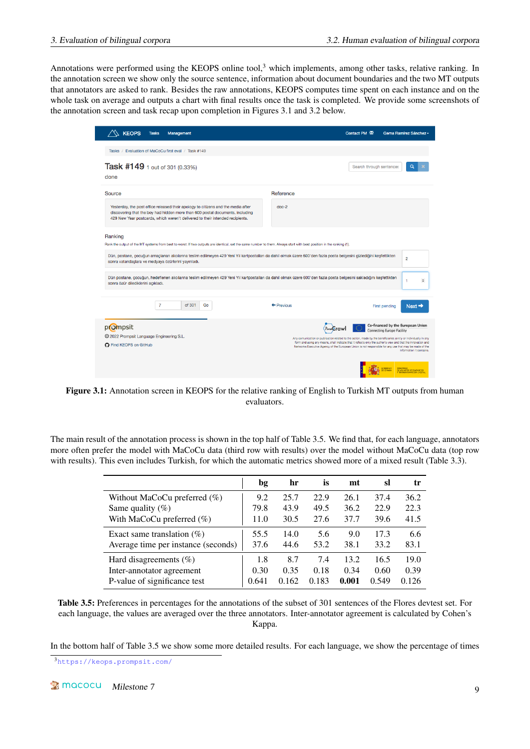Annotations were performed using the KEOPS online tool,[3] which implements, among other tasks, relative ranking. In the annotation screen we show only the source sentence, information about document boundaries and the two MT outputs that annotators are asked to rank. Besides the raw annotations, KEOPS computes time spent on each instance and on the whole task on average and outputs a chart with final results once the task is completed. We provide some screenshots of the annotation screen and task recap upon completion in Figures 3.1 and 3.2 below.

**Figure 3.1:** Annotation screen in KEOPS for the relative ranking of English to Turkish MT outputs from human evaluators.

The main result of the annotation process is shown in the top half of Table 3.5. We find that, for each language, annotators more often prefer the model with MaCoCu data (third row with results) over the model without MaCoCu data (top row with results). This even includes Turkish, for which the automatic metrics showed more of a mixed result (Table 3.3).

| | bg | hr | is | mt | sl | tr |
|---|---|---|---|---|---|---|
| Without MaCoCu preferred (%) | 9.2 | 25.7 | 22.9 | 26.1 | 37.4 | 36.2 |
| Same quality (%) | 79.8 | 43.9 | 49.5 | 36.2 | 22.9 | 22.3 |
| With MaCoCu preferred (%) | 11.0 | 30.5 | 27.6 | 37.7 | 39.6 | 41.5 |
| Exact same translation (%) | 55.5 | 14.0 | 5.6 | 9.0 | 17.3 | 6.6 |
| Average time per instance (seconds) | 37.6 | 44.6 | 53.2 | 38.1 | 33.2 | 83.1 |
| Hard disagreements (%) | 1.8 | 8.7 | 7.4 | 13.2 | 16.5 | 19.0 |
| Inter-annotator agreement | 0.30 | 0.35 | 0.18 | 0.34 | 0.60 | 0.39 |
| P-value of significance test | 0.641 | 0.162 | 0.183 | **0.001** | 0.549 | 0.126 |

**Table 3.5:** Preferences in percentages for the annotations of the subset of 301 sentences of the Flores devtest set. For each language, the values are averaged over the three annotators. Inter-annotator agreement is calculated by Cohen's Kappa.

In the bottom half of Table 3.5 we show some more detailed results. For each language, we show the percentage of times

[3] https://keops.prompsit.com/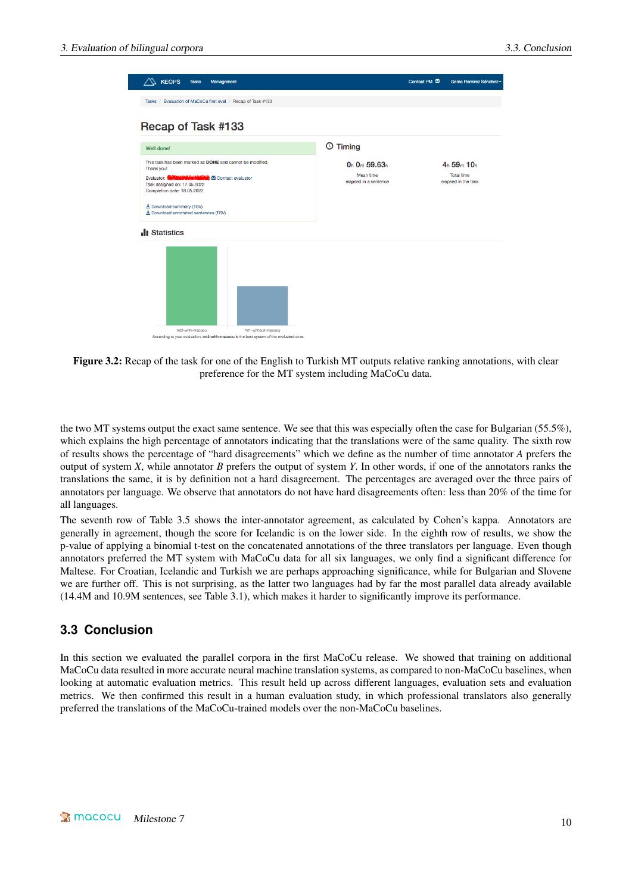**Figure 3.2:** Recap of the task for one of the English to Turkish MT outputs relative ranking annotations, with clear preference for the MT system including MaCoCu data.

the two MT systems output the exact same sentence. We see that this was especially often the case for Bulgarian (55.5%), which explains the high percentage of annotators indicating that the translations were of the same quality. The sixth row of results shows the percentage of "hard disagreements" which we define as the number of time annotator *A* prefers the output of system *X*, while annotator *B* prefers the output of system *Y*. In other words, if one of the annotators ranks the translations the same, it is by definition not a hard disagreement. The percentages are averaged over the three pairs of annotators per language. We observe that annotators do not have hard disagreements often: less than 20% of the time for all languages.

The seventh row of Table 3.5 shows the inter-annotator agreement, as calculated by Cohen's kappa. Annotators are generally in agreement, though the score for Icelandic is on the lower side. In the eighth row of results, we show the p-value of applying a binomial t-test on the concatenated annotations of the three translators per language. Even though annotators preferred the MT system with MaCoCu data for all six languages, we only find a significant difference for Maltese. For Croatian, Icelandic and Turkish we are perhaps approaching significance, while for Bulgarian and Slovene we are further off. This is not surprising, as the latter two languages had by far the most parallel data already available (14.4M and 10.9M sentences, see Table 3.1), which makes it harder to significantly improve its performance.

## 3.3 Conclusion

In this section we evaluated the parallel corpora in the first MaCoCu release. We showed that training on additional MaCoCu data resulted in more accurate neural machine translation systems, as compared to non-MaCoCu baselines, when looking at automatic evaluation metrics. This result held up across different languages, evaluation sets and evaluation metrics. We then confirmed this result in a human evaluation study, in which professional translators also generally preferred the translations of the MaCoCu-trained models over the non-MaCoCu baselines.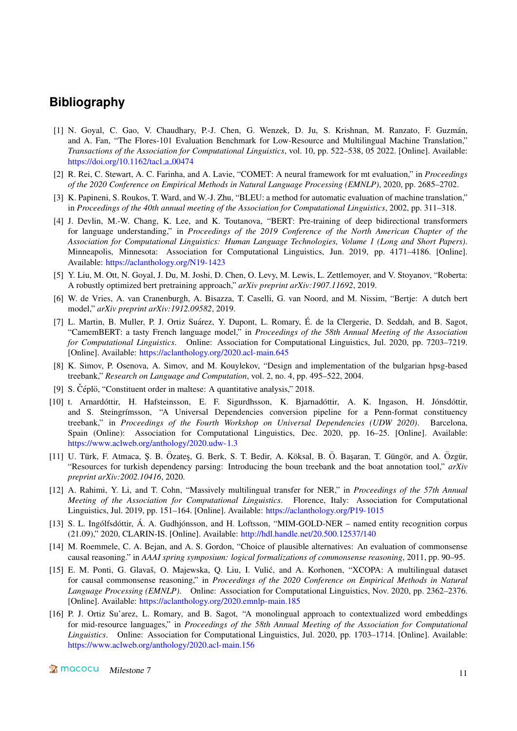# Bibliography

[1] N. Goyal, C. Gao, V. Chaudhary, P.-J. Chen, G. Wenzek, D. Ju, S. Krishnan, M. Ranzato, F. Guzmán, and A. Fan, "The Flores-101 Evaluation Benchmark for Low-Resource and Multilingual Machine Translation," *Transactions of the Association for Computational Linguistics*, vol. 10, pp. 522–538, 05 2022. [Online]. Available: https://doi.org/10.1162/tacl_a_00474

[2] R. Rei, C. Stewart, A. C. Farinha, and A. Lavie, "COMET: A neural framework for mt evaluation," in *Proceedings of the 2020 Conference on Empirical Methods in Natural Language Processing (EMNLP)*, 2020, pp. 2685–2702.

[3] K. Papineni, S. Roukos, T. Ward, and W.-J. Zhu, "BLEU: a method for automatic evaluation of machine translation," in *Proceedings of the 40th annual meeting of the Association for Computational Linguistics*, 2002, pp. 311–318.

[4] J. Devlin, M.-W. Chang, K. Lee, and K. Toutanova, "BERT: Pre-training of deep bidirectional transformers for language understanding," in *Proceedings of the 2019 Conference of the North American Chapter of the Association for Computational Linguistics: Human Language Technologies, Volume 1 (Long and Short Papers)*. Minneapolis, Minnesota: Association for Computational Linguistics, Jun. 2019, pp. 4171–4186. [Online]. Available: https://aclanthology.org/N19-1423

[5] Y. Liu, M. Ott, N. Goyal, J. Du, M. Joshi, D. Chen, O. Levy, M. Lewis, L. Zettlemoyer, and V. Stoyanov, "Roberta: A robustly optimized bert pretraining approach," *arXiv preprint arXiv:1907.11692*, 2019.

[6] W. de Vries, A. van Cranenburgh, A. Bisazza, T. Caselli, G. van Noord, and M. Nissim, "Bertje: A dutch bert model," *arXiv preprint arXiv:1912.09582*, 2019.

[7] L. Martin, B. Muller, P. J. Ortiz Suárez, Y. Dupont, L. Romary, É. de la Clergerie, D. Seddah, and B. Sagot, "CamemBERT: a tasty French language model," in *Proceedings of the 58th Annual Meeting of the Association for Computational Linguistics*. Online: Association for Computational Linguistics, Jul. 2020, pp. 7203–7219. [Online]. Available: https://aclanthology.org/2020.acl-main.645

[8] K. Simov, P. Osenova, A. Simov, and M. Kouylekov, "Design and implementation of the bulgarian hpsg-based treebank," *Research on Language and Computation*, vol. 2, no. 4, pp. 495–522, 2004.

[9] S. Čéplö, "Constituent order in maltese: A quantitative analysis," 2018.

[10] t. Arnardóttir, H. Hafsteinsson, E. F. Sigurdhsson, K. Bjarnadóttir, A. K. Ingason, H. Jónsdóttir, and S. Steingrímsson, "A Universal Dependencies conversion pipeline for a Penn-format constituency treebank," in *Proceedings of the Fourth Workshop on Universal Dependencies (UDW 2020)*. Barcelona, Spain (Online): Association for Computational Linguistics, Dec. 2020, pp. 16–25. [Online]. Available: https://www.aclweb.org/anthology/2020.udw-1.3

[11] U. Türk, F. Atmaca, Ş. B. Özateş, G. Berk, S. T. Bedir, A. Köksal, B. Ö. Başaran, T. Güngör, and A. Özgür, "Resources for turkish dependency parsing: Introducing the boun treebank and the boat annotation tool," *arXiv preprint arXiv:2002.10416*, 2020.

[12] A. Rahimi, Y. Li, and T. Cohn, "Massively multilingual transfer for NER," in *Proceedings of the 57th Annual Meeting of the Association for Computational Linguistics*. Florence, Italy: Association for Computational Linguistics, Jul. 2019, pp. 151–164. [Online]. Available: https://aclanthology.org/P19-1015

[13] S. L. Ingólfsdóttir, Á. A. Gudhjónsson, and H. Loftsson, "MIM-GOLD-NER – named entity recognition corpus (21.09)," 2020, CLARIN-IS. [Online]. Available: http://hdl.handle.net/20.500.12537/140

[14] M. Roemmele, C. A. Bejan, and A. S. Gordon, "Choice of plausible alternatives: An evaluation of commonsense causal reasoning." in *AAAI spring symposium: logical formalizations of commonsense reasoning*, 2011, pp. 90–95.

[15] E. M. Ponti, G. Glavaš, O. Majewska, Q. Liu, I. Vulić, and A. Korhonen, "XCOPA: A multilingual dataset for causal commonsense reasoning," in *Proceedings of the 2020 Conference on Empirical Methods in Natural Language Processing (EMNLP)*. Online: Association for Computational Linguistics, Nov. 2020, pp. 2362–2376. [Online]. Available: https://aclanthology.org/2020.emnlp-main.185

[16] P. J. Ortiz Su'arez, L. Romary, and B. Sagot, "A monolingual approach to contextualized word embeddings for mid-resource languages," in *Proceedings of the 58th Annual Meeting of the Association for Computational Linguistics*. Online: Association for Computational Linguistics, Jul. 2020, pp. 1703–1714. [Online]. Available: https://www.aclweb.org/anthology/2020.acl-main.156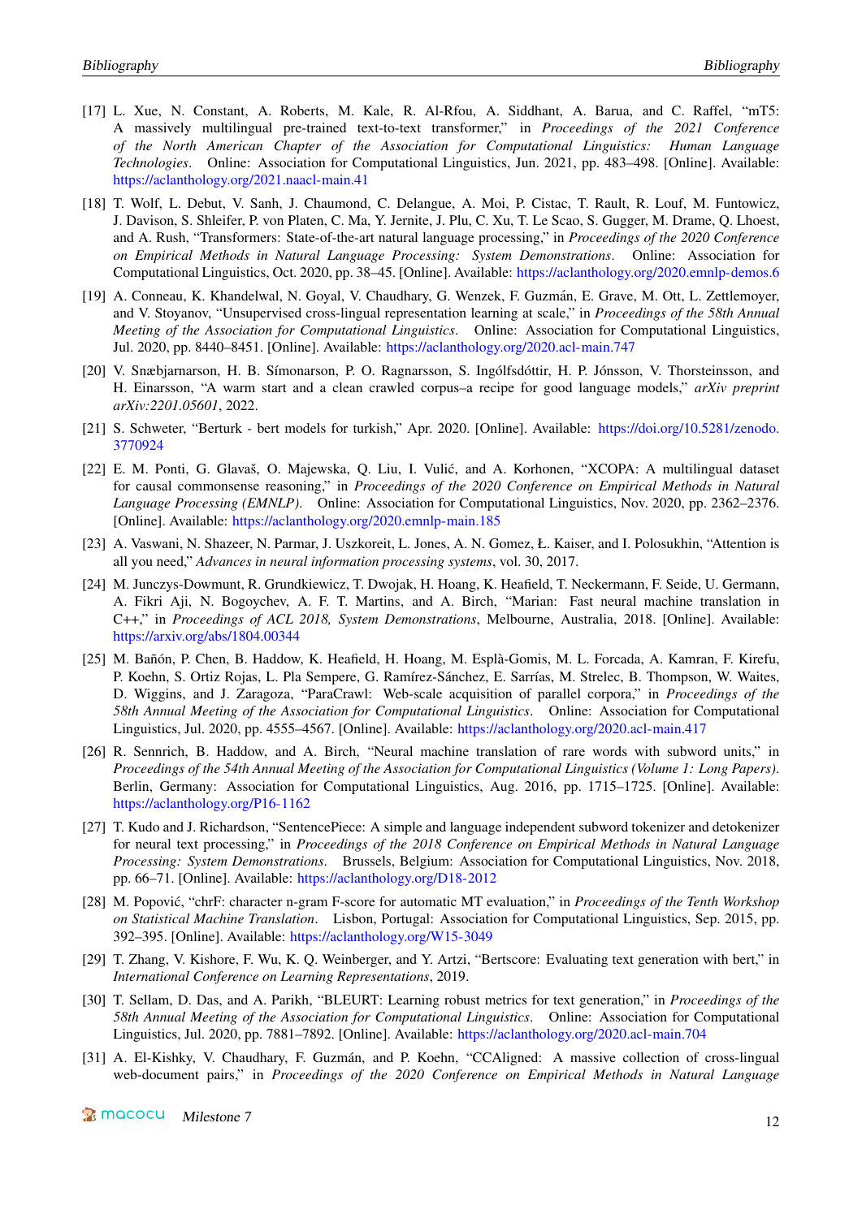[17] L. Xue, N. Constant, A. Roberts, M. Kale, R. Al-Rfou, A. Siddhant, A. Barua, and C. Raffel, "mT5: A massively multilingual pre-trained text-to-text transformer," in *Proceedings of the 2021 Conference of the North American Chapter of the Association for Computational Linguistics: Human Language Technologies*. Online: Association for Computational Linguistics, Jun. 2021, pp. 483–498. [Online]. Available: https://aclanthology.org/2021.naacl-main.41

[18] T. Wolf, L. Debut, V. Sanh, J. Chaumond, C. Delangue, A. Moi, P. Cistac, T. Rault, R. Louf, M. Funtowicz, J. Davison, S. Shleifer, P. von Platen, C. Ma, Y. Jernite, J. Plu, C. Xu, T. Le Scao, S. Gugger, M. Drame, Q. Lhoest, and A. Rush, "Transformers: State-of-the-art natural language processing," in *Proceedings of the 2020 Conference on Empirical Methods in Natural Language Processing: System Demonstrations*. Online: Association for Computational Linguistics, Oct. 2020, pp. 38–45. [Online]. Available: https://aclanthology.org/2020.emnlp-demos.6

[19] A. Conneau, K. Khandelwal, N. Goyal, V. Chaudhary, G. Wenzek, F. Guzmán, E. Grave, M. Ott, L. Zettlemoyer, and V. Stoyanov, "Unsupervised cross-lingual representation learning at scale," in *Proceedings of the 58th Annual Meeting of the Association for Computational Linguistics*. Online: Association for Computational Linguistics, Jul. 2020, pp. 8440–8451. [Online]. Available: https://aclanthology.org/2020.acl-main.747

[20] V. Snæbjarnarson, H. B. Símonarson, P. O. Ragnarsson, S. Ingólfsdóttir, H. P. Jónsson, V. Thorsteinsson, and H. Einarsson, "A warm start and a clean crawled corpus–a recipe for good language models," *arXiv preprint arXiv:2201.05601*, 2022.

[21] S. Schweter, "Berturk - bert models for turkish," Apr. 2020. [Online]. Available: https://doi.org/10.5281/zenodo.3770924

[22] E. M. Ponti, G. Glavaš, O. Majewska, Q. Liu, I. Vulić, and A. Korhonen, "XCOPA: A multilingual dataset for causal commonsense reasoning," in *Proceedings of the 2020 Conference on Empirical Methods in Natural Language Processing (EMNLP)*. Online: Association for Computational Linguistics, Nov. 2020, pp. 2362–2376. [Online]. Available: https://aclanthology.org/2020.emnlp-main.185

[23] A. Vaswani, N. Shazeer, N. Parmar, J. Uszkoreit, L. Jones, A. N. Gomez, Ł. Kaiser, and I. Polosukhin, "Attention is all you need," *Advances in neural information processing systems*, vol. 30, 2017.

[24] M. Junczys-Dowmunt, R. Grundkiewicz, T. Dwojak, H. Hoang, K. Heafield, T. Neckermann, F. Seide, U. Germann, A. Fikri Aji, N. Bogoychev, A. F. T. Martins, and A. Birch, "Marian: Fast neural machine translation in C++," in *Proceedings of ACL 2018, System Demonstrations*, Melbourne, Australia, 2018. [Online]. Available: https://arxiv.org/abs/1804.00344

[25] M. Bañón, P. Chen, B. Haddow, K. Heafield, H. Hoang, M. Esplà-Gomis, M. L. Forcada, A. Kamran, F. Kirefu, P. Koehn, S. Ortiz Rojas, L. Pla Sempere, G. Ramírez-Sánchez, E. Sarrías, M. Strelec, B. Thompson, W. Waites, D. Wiggins, and J. Zaragoza, "ParaCrawl: Web-scale acquisition of parallel corpora," in *Proceedings of the 58th Annual Meeting of the Association for Computational Linguistics*. Online: Association for Computational Linguistics, Jul. 2020, pp. 4555–4567. [Online]. Available: https://aclanthology.org/2020.acl-main.417

[26] R. Sennrich, B. Haddow, and A. Birch, "Neural machine translation of rare words with subword units," in *Proceedings of the 54th Annual Meeting of the Association for Computational Linguistics (Volume 1: Long Papers)*. Berlin, Germany: Association for Computational Linguistics, Aug. 2016, pp. 1715–1725. [Online]. Available: https://aclanthology.org/P16-1162

[27] T. Kudo and J. Richardson, "SentencePiece: A simple and language independent subword tokenizer and detokenizer for neural text processing," in *Proceedings of the 2018 Conference on Empirical Methods in Natural Language Processing: System Demonstrations*. Brussels, Belgium: Association for Computational Linguistics, Nov. 2018, pp. 66–71. [Online]. Available: https://aclanthology.org/D18-2012

[28] M. Popović, "chrF: character n-gram F-score for automatic MT evaluation," in *Proceedings of the Tenth Workshop on Statistical Machine Translation*. Lisbon, Portugal: Association for Computational Linguistics, Sep. 2015, pp. 392–395. [Online]. Available: https://aclanthology.org/W15-3049

[29] T. Zhang, V. Kishore, F. Wu, K. Q. Weinberger, and Y. Artzi, "Bertscore: Evaluating text generation with bert," in *International Conference on Learning Representations*, 2019.

[30] T. Sellam, D. Das, and A. Parikh, "BLEURT: Learning robust metrics for text generation," in *Proceedings of the 58th Annual Meeting of the Association for Computational Linguistics*. Online: Association for Computational Linguistics, Jul. 2020, pp. 7881–7892. [Online]. Available: https://aclanthology.org/2020.acl-main.704

[31] A. El-Kishky, V. Chaudhary, F. Guzmán, and P. Koehn, "CCAligned: A massive collection of cross-lingual web-document pairs," in *Proceedings of the 2020 Conference on Empirical Methods in Natural Language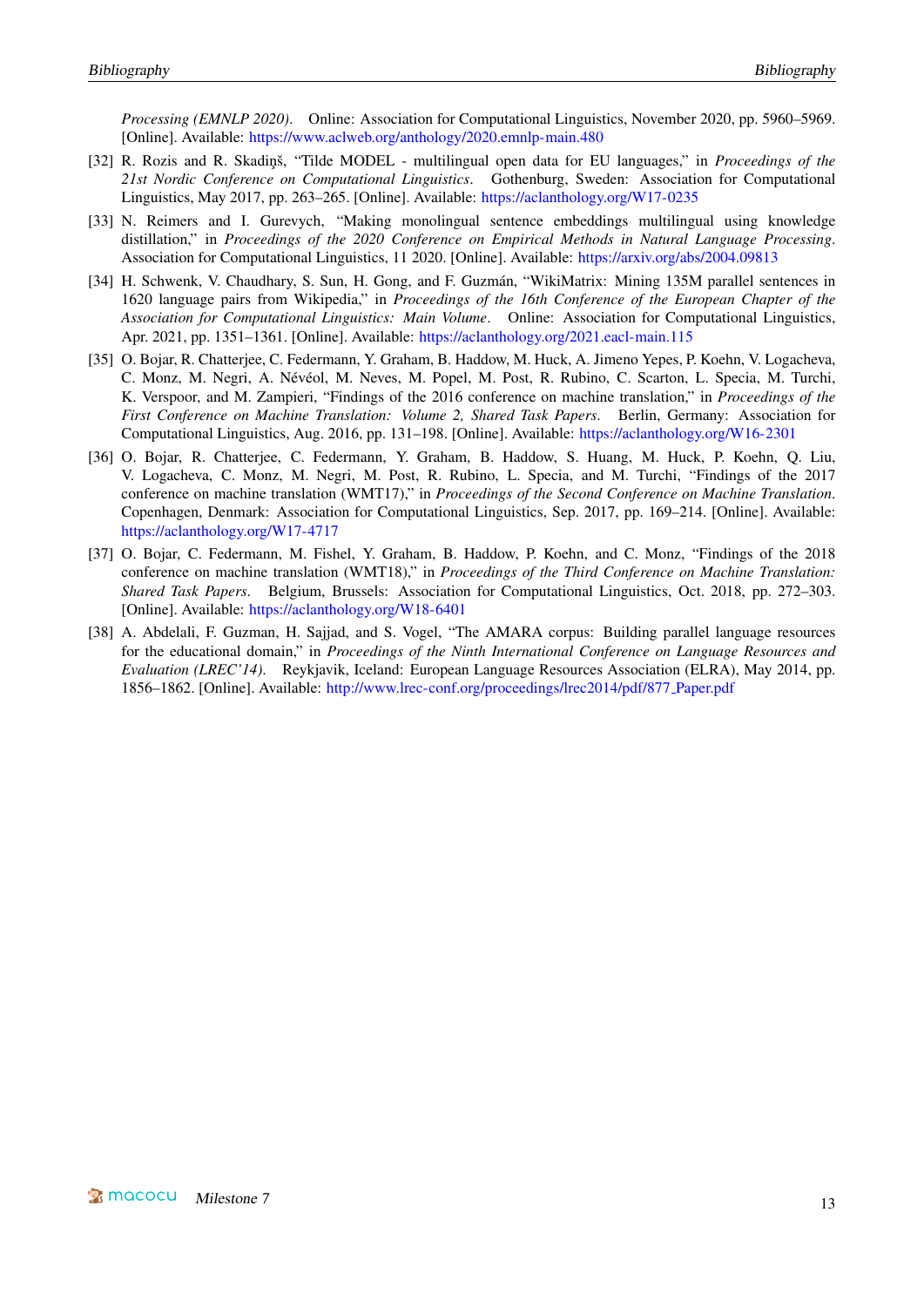*Processing (EMNLP 2020)*. Online: Association for Computational Linguistics, November 2020, pp. 5960–5969. [Online]. Available: https://www.aclweb.org/anthology/2020.emnlp-main.480

[32] R. Rozis and R. Skadiņš, "Tilde MODEL - multilingual open data for EU languages," in *Proceedings of the 21st Nordic Conference on Computational Linguistics*. Gothenburg, Sweden: Association for Computational Linguistics, May 2017, pp. 263–265. [Online]. Available: https://aclanthology.org/W17-0235

[33] N. Reimers and I. Gurevych, "Making monolingual sentence embeddings multilingual using knowledge distillation," in *Proceedings of the 2020 Conference on Empirical Methods in Natural Language Processing*. Association for Computational Linguistics, 11 2020. [Online]. Available: https://arxiv.org/abs/2004.09813

[34] H. Schwenk, V. Chaudhary, S. Sun, H. Gong, and F. Guzmán, "WikiMatrix: Mining 135M parallel sentences in 1620 language pairs from Wikipedia," in *Proceedings of the 16th Conference of the European Chapter of the Association for Computational Linguistics: Main Volume*. Online: Association for Computational Linguistics, Apr. 2021, pp. 1351–1361. [Online]. Available: https://aclanthology.org/2021.eacl-main.115

[35] O. Bojar, R. Chatterjee, C. Federmann, Y. Graham, B. Haddow, M. Huck, A. Jimeno Yepes, P. Koehn, V. Logacheva, C. Monz, M. Negri, A. Névéol, M. Neves, M. Popel, M. Post, R. Rubino, C. Scarton, L. Specia, M. Turchi, K. Verspoor, and M. Zampieri, "Findings of the 2016 conference on machine translation," in *Proceedings of the First Conference on Machine Translation: Volume 2, Shared Task Papers*. Berlin, Germany: Association for Computational Linguistics, Aug. 2016, pp. 131–198. [Online]. Available: https://aclanthology.org/W16-2301

[36] O. Bojar, R. Chatterjee, C. Federmann, Y. Graham, B. Haddow, S. Huang, M. Huck, P. Koehn, Q. Liu, V. Logacheva, C. Monz, M. Negri, M. Post, R. Rubino, L. Specia, and M. Turchi, "Findings of the 2017 conference on machine translation (WMT17)," in *Proceedings of the Second Conference on Machine Translation*. Copenhagen, Denmark: Association for Computational Linguistics, Sep. 2017, pp. 169–214. [Online]. Available: https://aclanthology.org/W17-4717

[37] O. Bojar, C. Federmann, M. Fishel, Y. Graham, B. Haddow, P. Koehn, and C. Monz, "Findings of the 2018 conference on machine translation (WMT18)," in *Proceedings of the Third Conference on Machine Translation: Shared Task Papers*. Belgium, Brussels: Association for Computational Linguistics, Oct. 2018, pp. 272–303. [Online]. Available: https://aclanthology.org/W18-6401

[38] A. Abdelali, F. Guzman, H. Sajjad, and S. Vogel, "The AMARA corpus: Building parallel language resources for the educational domain," in *Proceedings of the Ninth International Conference on Language Resources and Evaluation (LREC'14)*. Reykjavik, Iceland: European Language Resources Association (ELRA), May 2014, pp. 1856–1862. [Online]. Available: http://www.lrec-conf.org/proceedings/lrec2014/pdf/877_Paper.pdf